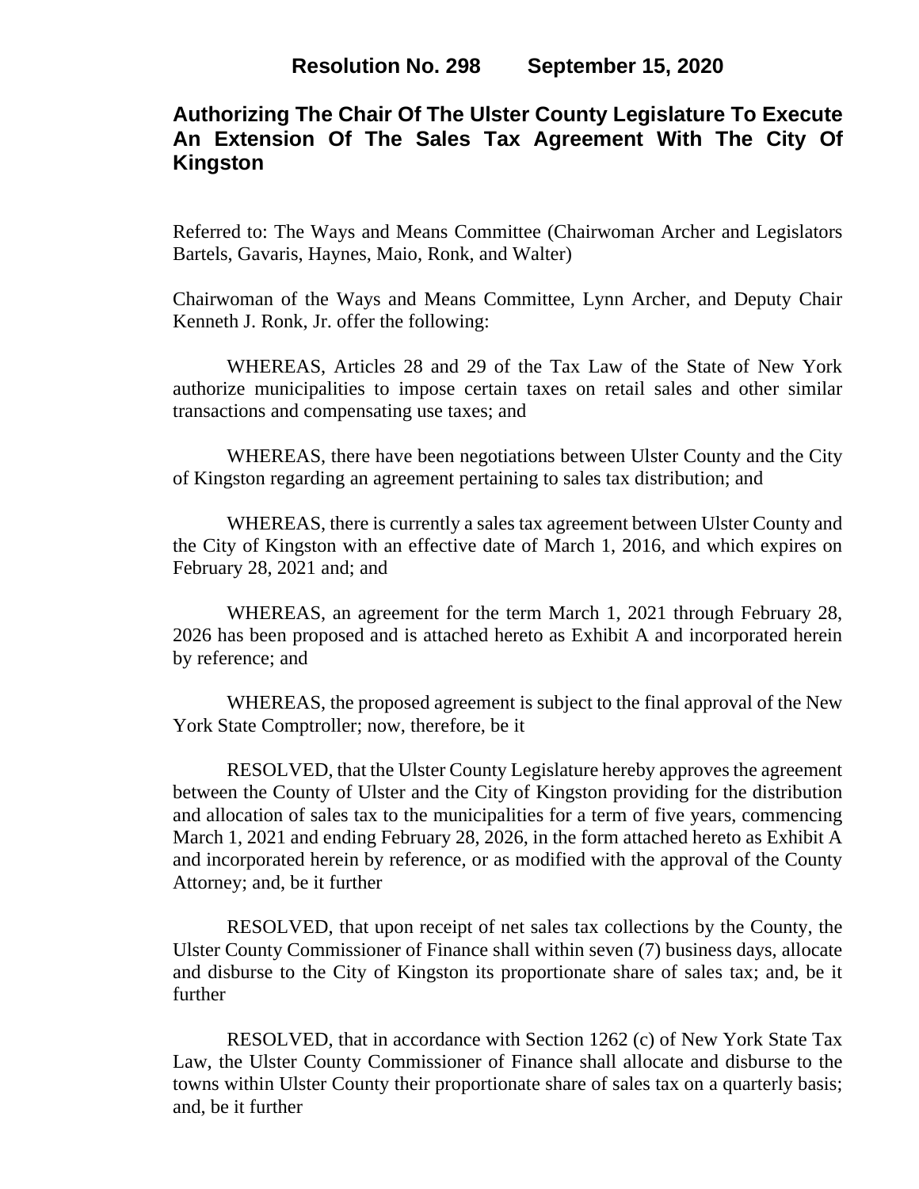# Resolution No. 298 September 15, 2020

## Authorizing The Chair Of The Ulster County Legislature To Execute An Extension Of The Sales Tax Agreement With The City Of Kingston

Referred to: The Ways and Means Committee (Chairwoman Archer and Legislators Bartels, Gavaris, Haynes, Maio, Ronk, and Walter)

Chairwoman of the Ways and Means Committee, Lynn Archer, and Deputy Chair Kenneth J. Ronk, Jr. offer the following:

WHEREAS, Articles 28 and 29 of the Tax Law of the State of New York authorize municipalities to impose certain taxes on retail sales and other similar transactions and compensating use taxes; and

WHEREAS, there have been negotiations between Ulster County and the City of Kingston regarding an agreement pertaining to sales tax distribution; and

WHEREAS, there is currently a sales tax agreement between Ulster County and the City of Kingston with an effective date of March 1, 2016, and which expires on February 28, 2021 and; and

WHEREAS, an agreement for the term March 1, 2021 through February 28, 2026 has been proposed and is attached hereto as Exhibit A and incorporated herein by reference; and

WHEREAS, the proposed agreement is subject to the final approval of the New York State Comptroller; now, therefore, be it

RESOLVED, that the Ulster County Legislature hereby approves the agreement between the County of Ulster and the City of Kingston providing for the distribution and allocation of sales tax to the municipalities for a term of five years, commencing March 1, 2021 and ending February 28, 2026, in the form attached hereto as Exhibit A and incorporated herein by reference, or as modified with the approval of the County Attorney; and, be it further

RESOLVED, that upon receipt of net sales tax collections by the County, the Ulster County Commissioner of Finance shall within seven (7) business days, allocate and disburse to the City of Kingston its proportionate share of sales tax; and, be it further

RESOLVED, that in accordance with Section 1262 (c) of New York State Tax Law, the Ulster County Commissioner of Finance shall allocate and disburse to the towns within Ulster County their proportionate share of sales tax on a quarterly basis; and, be it further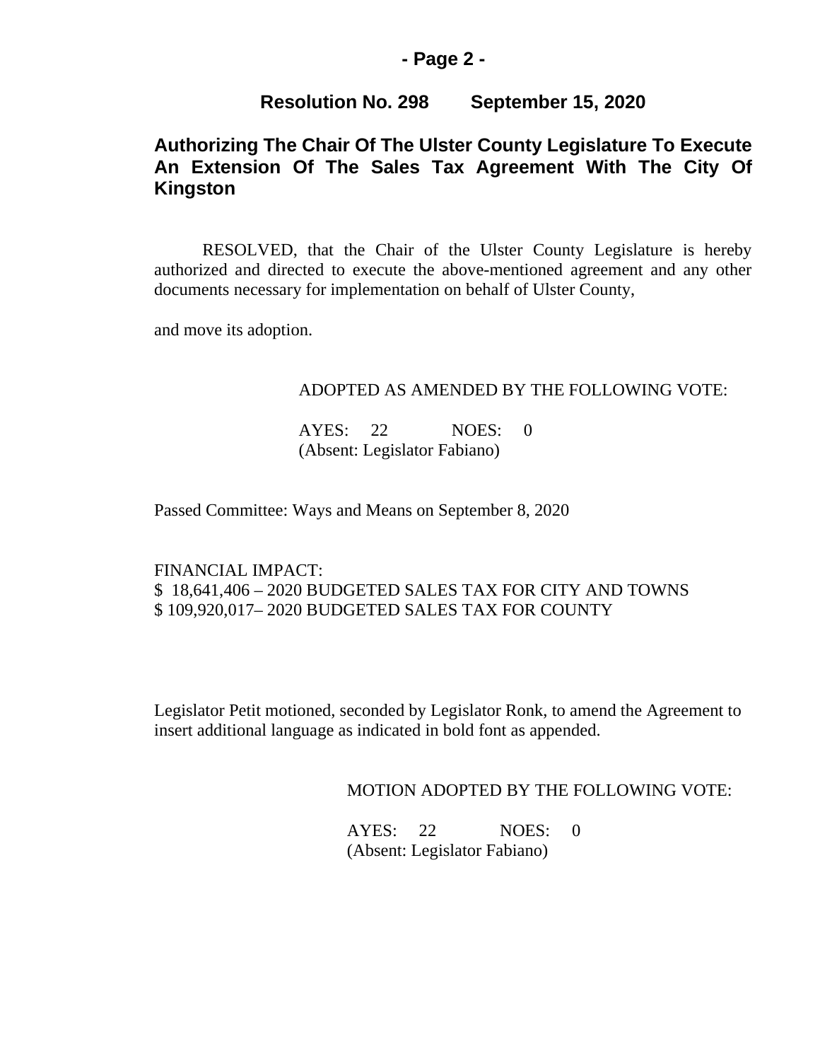**Resolution No. 298 September 15, 2020**

## Authorizing The Chair Of The Ulster County Legislature To Execute An Extension Of The Sales Tax Agreement With The City Of Kingston

RESOLVED, that the Chair of the Ulster County Legislature is hereby authorized and directed to execute the above-mentioned agreement and any other documents necessary for implementation on behalf of Ulster County,

and move its adoption.

ADOPTED AS AMENDED BY THE FOLLOWING VOTE:

AYES: 22 NOES: 0
(Absent: Legislator Fabiano)

Passed Committee: Ways and Means on September 8, 2020

FINANCIAL IMPACT:
$ 18,641,406 – 2020 BUDGETED SALES TAX FOR CITY AND TOWNS
$ 109,920,017– 2020 BUDGETED SALES TAX FOR COUNTY

Legislator Petit motioned, seconded by Legislator Ronk, to amend the Agreement to insert additional language as indicated in bold font as appended.

MOTION ADOPTED BY THE FOLLOWING VOTE:

AYES: 22 NOES: 0
(Absent: Legislator Fabiano)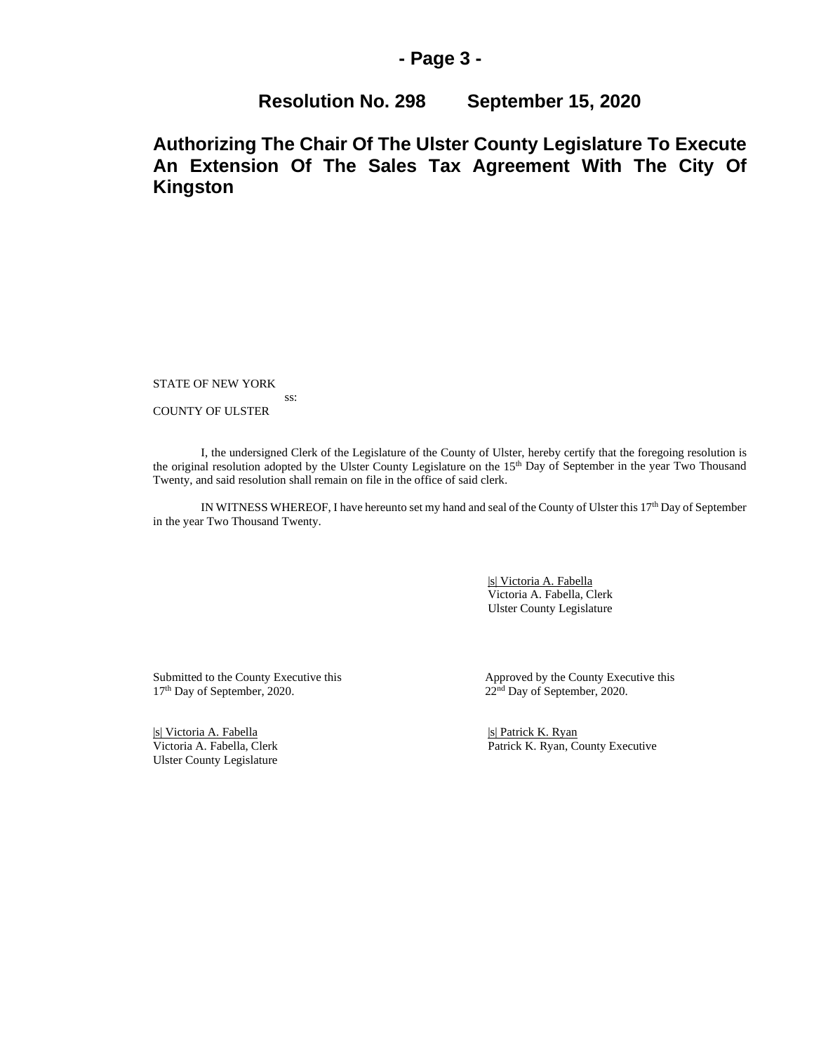## Resolution No. 298 September 15, 2020

## Authorizing The Chair Of The Ulster County Legislature To Execute An Extension Of The Sales Tax Agreement With The City Of Kingston

STATE OF NEW YORK
ss:
COUNTY OF ULSTER

I, the undersigned Clerk of the Legislature of the County of Ulster, hereby certify that the foregoing resolution is the original resolution adopted by the Ulster County Legislature on the 15th Day of September in the year Two Thousand Twenty, and said resolution shall remain on file in the office of said clerk.

IN WITNESS WHEREOF, I have hereunto set my hand and seal of the County of Ulster this 17th Day of September in the year Two Thousand Twenty.

|s| Victoria A. Fabella
Victoria A. Fabella, Clerk
Ulster County Legislature

Submitted to the County Executive this 17th Day of September, 2020.

|s| Victoria A. Fabella
Victoria A. Fabella, Clerk
Ulster County Legislature

Approved by the County Executive this 22nd Day of September, 2020.

|s| Patrick K. Ryan
Patrick K. Ryan, County Executive